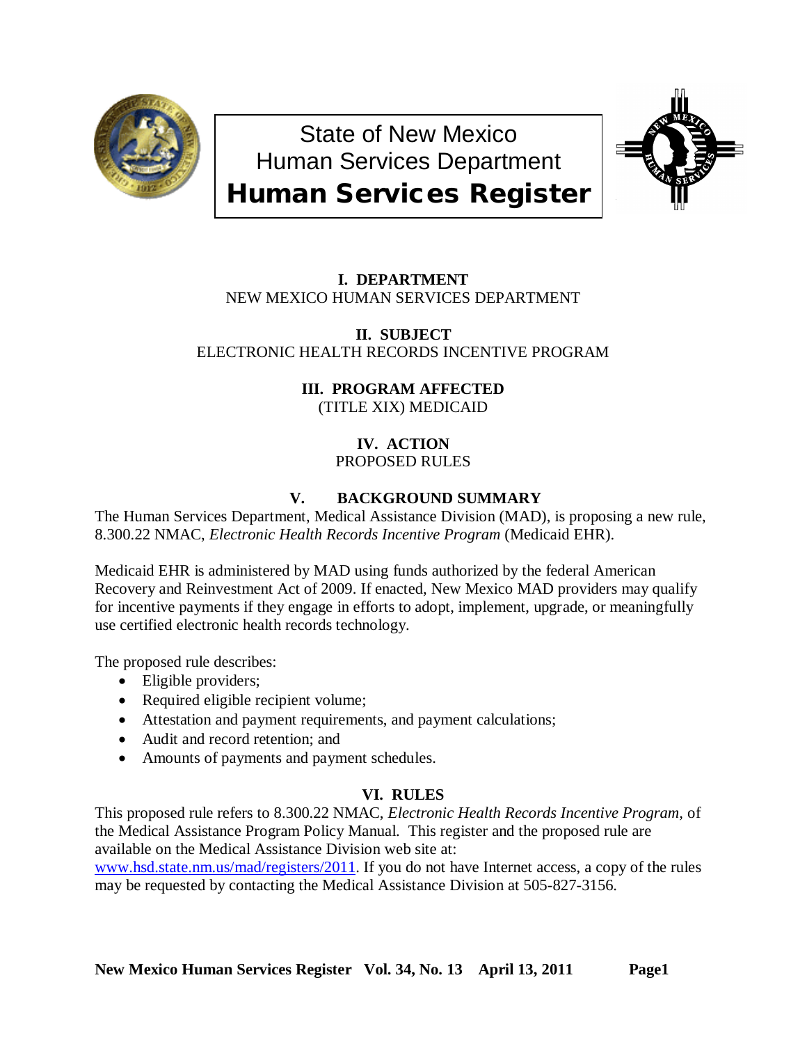# State of New Mexico
## Human Services Department
# Human Services Register

**I. DEPARTMENT**
NEW MEXICO HUMAN SERVICES DEPARTMENT

**II. SUBJECT**
ELECTRONIC HEALTH RECORDS INCENTIVE PROGRAM

**III. PROGRAM AFFECTED**
(TITLE XIX) MEDICAID

**IV. ACTION**
PROPOSED RULES

**V. BACKGROUND SUMMARY**

The Human Services Department, Medical Assistance Division (MAD), is proposing a new rule, 8.300.22 NMAC, *Electronic Health Records Incentive Program* (Medicaid EHR).

Medicaid EHR is administered by MAD using funds authorized by the federal American Recovery and Reinvestment Act of 2009. If enacted, New Mexico MAD providers may qualify for incentive payments if they engage in efforts to adopt, implement, upgrade, or meaningfully use certified electronic health records technology.

The proposed rule describes:

- Eligible providers;
- Required eligible recipient volume;
- Attestation and payment requirements, and payment calculations;
- Audit and record retention; and
- Amounts of payments and payment schedules.

**VI. RULES**

This proposed rule refers to 8.300.22 NMAC, *Electronic Health Records Incentive Program*, of the Medical Assistance Program Policy Manual. This register and the proposed rule are available on the Medical Assistance Division web site at: www.hsd.state.nm.us/mad/registers/2011. If you do not have Internet access, a copy of the rules may be requested by contacting the Medical Assistance Division at 505-827-3156.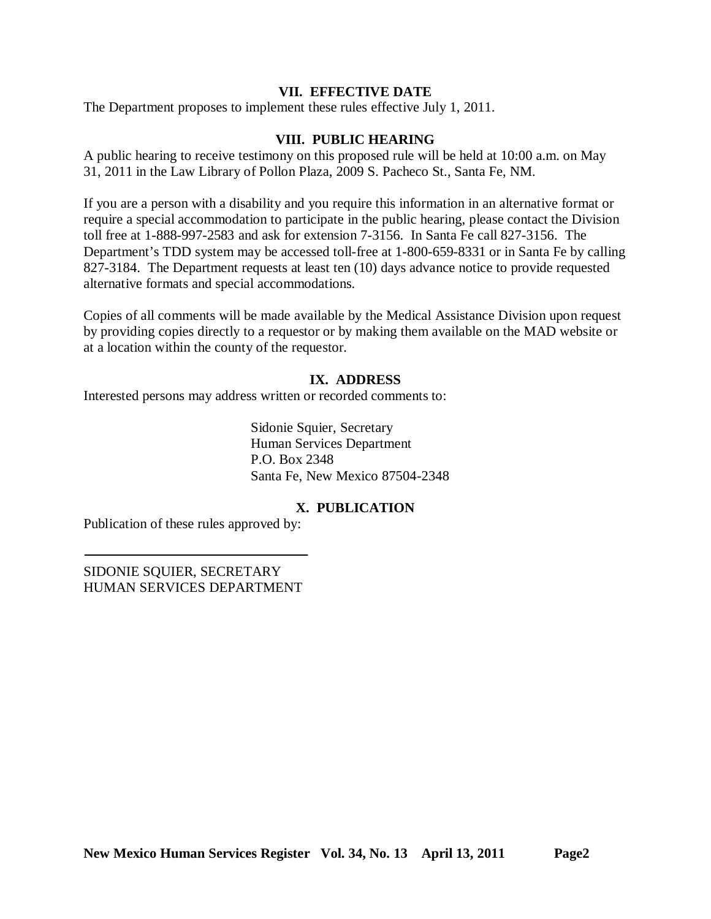## VII. EFFECTIVE DATE

The Department proposes to implement these rules effective July 1, 2011.

## VIII. PUBLIC HEARING

A public hearing to receive testimony on this proposed rule will be held at 10:00 a.m. on May 31, 2011 in the Law Library of Pollon Plaza, 2009 S. Pacheco St., Santa Fe, NM.

If you are a person with a disability and you require this information in an alternative format or require a special accommodation to participate in the public hearing, please contact the Division toll free at 1-888-997-2583 and ask for extension 7-3156. In Santa Fe call 827-3156. The Department's TDD system may be accessed toll-free at 1-800-659-8331 or in Santa Fe by calling 827-3184. The Department requests at least ten (10) days advance notice to provide requested alternative formats and special accommodations.

Copies of all comments will be made available by the Medical Assistance Division upon request by providing copies directly to a requestor or by making them available on the MAD website or at a location within the county of the requestor.

## IX. ADDRESS

Interested persons may address written or recorded comments to:

> Sidonie Squier, Secretary  
> Human Services Department  
> P.O. Box 2348  
> Santa Fe, New Mexico 87504-2348

## X. PUBLICATION

Publication of these rules approved by:

\_\_\_\_\_\_\_\_\_\_\_\_\_\_\_\_\_\_\_\_\_\_\_\_\_\_\_\_\_\_

SIDONIE SQUIER, SECRETARY  
HUMAN SERVICES DEPARTMENT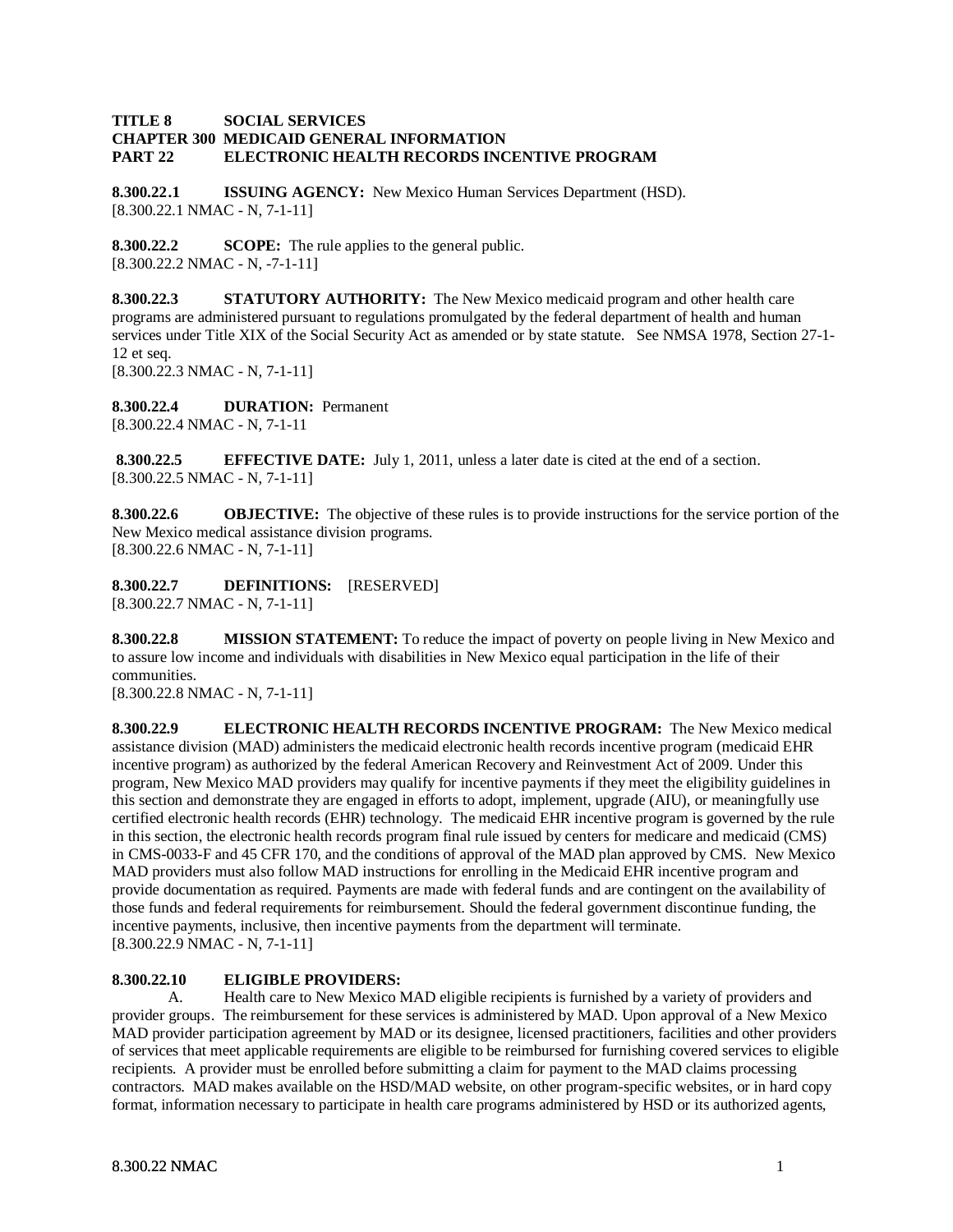**TITLE 8 SOCIAL SERVICES**
**CHAPTER 300 MEDICAID GENERAL INFORMATION**
**PART 22 ELECTRONIC HEALTH RECORDS INCENTIVE PROGRAM**

**8.300.22.1 ISSUING AGENCY:** New Mexico Human Services Department (HSD).
[8.300.22.1 NMAC - N, 7-1-11]

**8.300.22.2 SCOPE:** The rule applies to the general public.
[8.300.22.2 NMAC - N, -7-1-11]

**8.300.22.3 STATUTORY AUTHORITY:** The New Mexico medicaid program and other health care programs are administered pursuant to regulations promulgated by the federal department of health and human services under Title XIX of the Social Security Act as amended or by state statute. See NMSA 1978, Section 27-1-12 et seq.
[8.300.22.3 NMAC - N, 7-1-11]

**8.300.22.4 DURATION:** Permanent
[8.300.22.4 NMAC - N, 7-1-11

**8.300.22.5 EFFECTIVE DATE:** July 1, 2011, unless a later date is cited at the end of a section.
[8.300.22.5 NMAC - N, 7-1-11]

**8.300.22.6 OBJECTIVE:** The objective of these rules is to provide instructions for the service portion of the New Mexico medical assistance division programs.
[8.300.22.6 NMAC - N, 7-1-11]

**8.300.22.7 DEFINITIONS:** [RESERVED]
[8.300.22.7 NMAC - N, 7-1-11]

**8.300.22.8 MISSION STATEMENT:** To reduce the impact of poverty on people living in New Mexico and to assure low income and individuals with disabilities in New Mexico equal participation in the life of their communities.
[8.300.22.8 NMAC - N, 7-1-11]

**8.300.22.9 ELECTRONIC HEALTH RECORDS INCENTIVE PROGRAM:** The New Mexico medical assistance division (MAD) administers the medicaid electronic health records incentive program (medicaid EHR incentive program) as authorized by the federal American Recovery and Reinvestment Act of 2009. Under this program, New Mexico MAD providers may qualify for incentive payments if they meet the eligibility guidelines in this section and demonstrate they are engaged in efforts to adopt, implement, upgrade (AIU), or meaningfully use certified electronic health records (EHR) technology. The medicaid EHR incentive program is governed by the rule in this section, the electronic health records program final rule issued by centers for medicare and medicaid (CMS) in CMS-0033-F and 45 CFR 170, and the conditions of approval of the MAD plan approved by CMS. New Mexico MAD providers must also follow MAD instructions for enrolling in the Medicaid EHR incentive program and provide documentation as required. Payments are made with federal funds and are contingent on the availability of those funds and federal requirements for reimbursement. Should the federal government discontinue funding, the incentive payments, inclusive, then incentive payments from the department will terminate.
[8.300.22.9 NMAC - N, 7-1-11]

**8.300.22.10 ELIGIBLE PROVIDERS:**

A. Health care to New Mexico MAD eligible recipients is furnished by a variety of providers and provider groups. The reimbursement for these services is administered by MAD. Upon approval of a New Mexico MAD provider participation agreement by MAD or its designee, licensed practitioners, facilities and other providers of services that meet applicable requirements are eligible to be reimbursed for furnishing covered services to eligible recipients. A provider must be enrolled before submitting a claim for payment to the MAD claims processing contractors. MAD makes available on the HSD/MAD website, on other program-specific websites, or in hard copy format, information necessary to participate in health care programs administered by HSD or its authorized agents,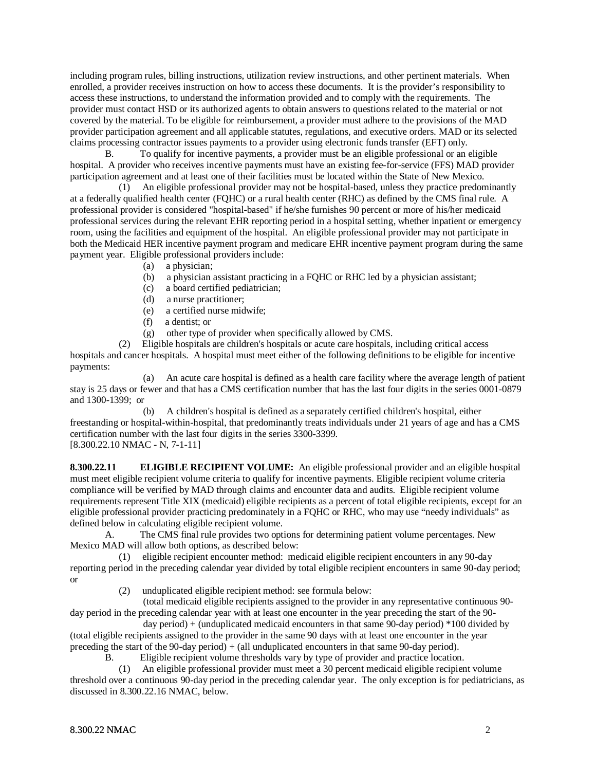including program rules, billing instructions, utilization review instructions, and other pertinent materials. When enrolled, a provider receives instruction on how to access these documents. It is the provider's responsibility to access these instructions, to understand the information provided and to comply with the requirements. The provider must contact HSD or its authorized agents to obtain answers to questions related to the material or not covered by the material. To be eligible for reimbursement, a provider must adhere to the provisions of the MAD provider participation agreement and all applicable statutes, regulations, and executive orders. MAD or its selected claims processing contractor issues payments to a provider using electronic funds transfer (EFT) only.

B. To qualify for incentive payments, a provider must be an eligible professional or an eligible hospital. A provider who receives incentive payments must have an existing fee-for-service (FFS) MAD provider participation agreement and at least one of their facilities must be located within the State of New Mexico.

(1) An eligible professional provider may not be hospital-based, unless they practice predominantly at a federally qualified health center (FQHC) or a rural health center (RHC) as defined by the CMS final rule. A professional provider is considered "hospital-based" if he/she furnishes 90 percent or more of his/her medicaid professional services during the relevant EHR reporting period in a hospital setting, whether inpatient or emergency room, using the facilities and equipment of the hospital. An eligible professional provider may not participate in both the Medicaid HER incentive payment program and medicare EHR incentive payment program during the same payment year. Eligible professional providers include:

(a) a physician;
(b) a physician assistant practicing in a FQHC or RHC led by a physician assistant;
(c) a board certified pediatrician;
(d) a nurse practitioner;
(e) a certified nurse midwife;
(f) a dentist; or
(g) other type of provider when specifically allowed by CMS.

(2) Eligible hospitals are children's hospitals or acute care hospitals, including critical access hospitals and cancer hospitals. A hospital must meet either of the following definitions to be eligible for incentive payments:

(a) An acute care hospital is defined as a health care facility where the average length of patient stay is 25 days or fewer and that has a CMS certification number that has the last four digits in the series 0001-0879 and 1300-1399; or

(b) A children's hospital is defined as a separately certified children's hospital, either freestanding or hospital-within-hospital, that predominantly treats individuals under 21 years of age and has a CMS certification number with the last four digits in the series 3300-3399.

[8.300.22.10 NMAC - N, 7-1-11]

**8.300.22.11 ELIGIBLE RECIPIENT VOLUME:** An eligible professional provider and an eligible hospital must meet eligible recipient volume criteria to qualify for incentive payments. Eligible recipient volume criteria compliance will be verified by MAD through claims and encounter data and audits. Eligible recipient volume requirements represent Title XIX (medicaid) eligible recipients as a percent of total eligible recipients, except for an eligible professional provider practicing predominately in a FQHC or RHC, who may use "needy individuals" as defined below in calculating eligible recipient volume.

A. The CMS final rule provides two options for determining patient volume percentages. New Mexico MAD will allow both options, as described below:

(1) eligible recipient encounter method: medicaid eligible recipient encounters in any 90-day reporting period in the preceding calendar year divided by total eligible recipient encounters in same 90-day period; or

(2) unduplicated eligible recipient method: see formula below:

(total medicaid eligible recipients assigned to the provider in any representative continuous 90-day period in the preceding calendar year with at least one encounter in the year preceding the start of the 90-day period) + (unduplicated medicaid encounters in that same 90-day period) *100 divided by (total eligible recipients assigned to the provider in the same 90 days with at least one encounter in the year preceding the start of the 90-day period) + (all unduplicated encounters in that same 90-day period).

B. Eligible recipient volume thresholds vary by type of provider and practice location.

(1) An eligible professional provider must meet a 30 percent medicaid eligible recipient volume threshold over a continuous 90-day period in the preceding calendar year. The only exception is for pediatricians, as discussed in 8.300.22.16 NMAC, below.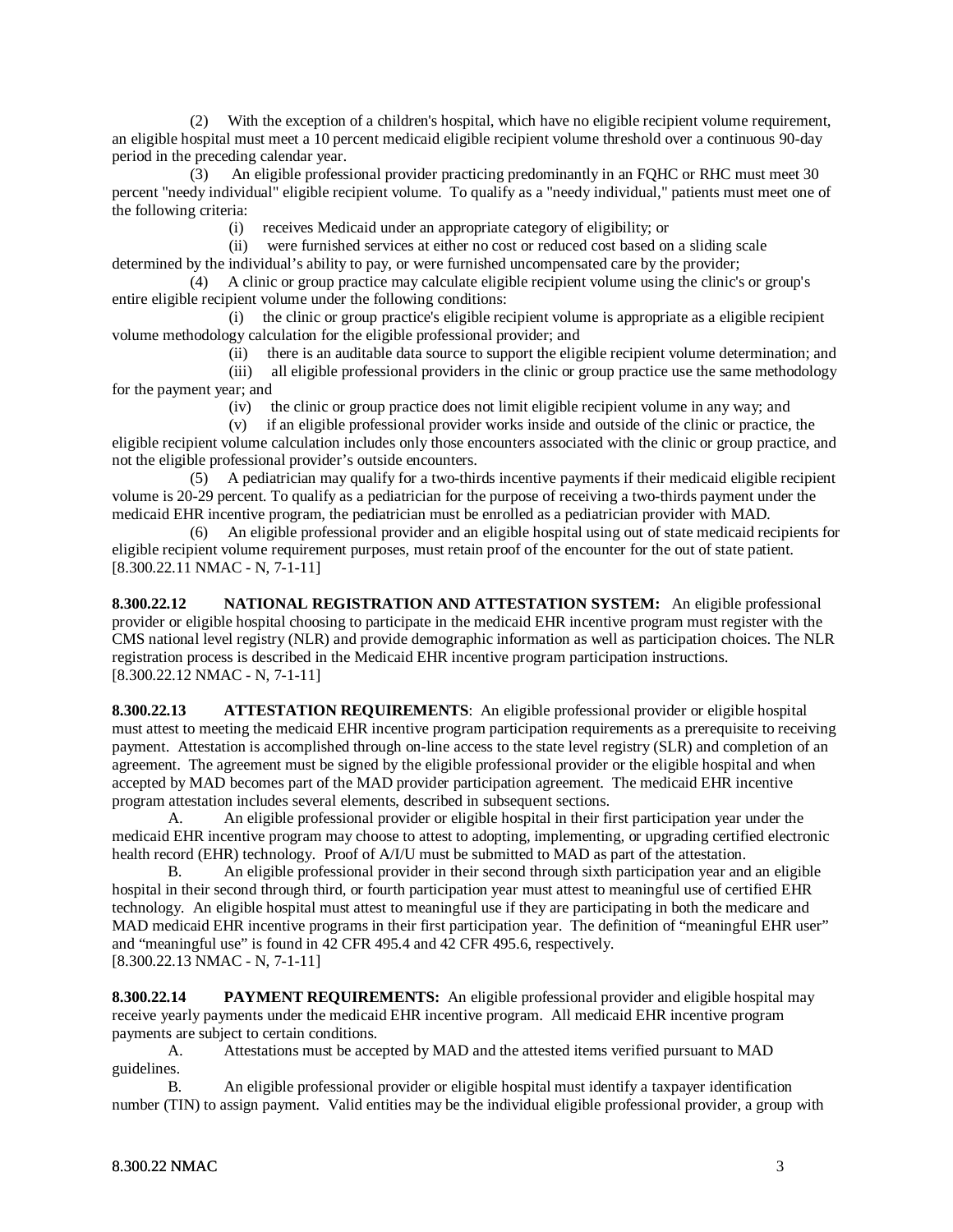(2) With the exception of a children's hospital, which have no eligible recipient volume requirement, an eligible hospital must meet a 10 percent medicaid eligible recipient volume threshold over a continuous 90-day period in the preceding calendar year.

(3) An eligible professional provider practicing predominantly in an FQHC or RHC must meet 30 percent "needy individual" eligible recipient volume. To qualify as a "needy individual," patients must meet one of the following criteria:

(i) receives Medicaid under an appropriate category of eligibility; or

(ii) were furnished services at either no cost or reduced cost based on a sliding scale determined by the individual's ability to pay, or were furnished uncompensated care by the provider;

(4) A clinic or group practice may calculate eligible recipient volume using the clinic's or group's entire eligible recipient volume under the following conditions:

(i) the clinic or group practice's eligible recipient volume is appropriate as a eligible recipient volume methodology calculation for the eligible professional provider; and

(ii) there is an auditable data source to support the eligible recipient volume determination; and

(iii) all eligible professional providers in the clinic or group practice use the same methodology for the payment year; and

(iv) the clinic or group practice does not limit eligible recipient volume in any way; and

(v) if an eligible professional provider works inside and outside of the clinic or practice, the eligible recipient volume calculation includes only those encounters associated with the clinic or group practice, and not the eligible professional provider's outside encounters.

(5) A pediatrician may qualify for a two-thirds incentive payments if their medicaid eligible recipient volume is 20-29 percent. To qualify as a pediatrician for the purpose of receiving a two-thirds payment under the medicaid EHR incentive program, the pediatrician must be enrolled as a pediatrician provider with MAD.

(6) An eligible professional provider and an eligible hospital using out of state medicaid recipients for eligible recipient volume requirement purposes, must retain proof of the encounter for the out of state patient.

[8.300.22.11 NMAC - N, 7-1-11]

**8.300.22.12 NATIONAL REGISTRATION AND ATTESTATION SYSTEM:** An eligible professional provider or eligible hospital choosing to participate in the medicaid EHR incentive program must register with the CMS national level registry (NLR) and provide demographic information as well as participation choices. The NLR registration process is described in the Medicaid EHR incentive program participation instructions.

[8.300.22.12 NMAC - N, 7-1-11]

**8.300.22.13 ATTESTATION REQUIREMENTS**: An eligible professional provider or eligible hospital must attest to meeting the medicaid EHR incentive program participation requirements as a prerequisite to receiving payment. Attestation is accomplished through on-line access to the state level registry (SLR) and completion of an agreement. The agreement must be signed by the eligible professional provider or the eligible hospital and when accepted by MAD becomes part of the MAD provider participation agreement. The medicaid EHR incentive program attestation includes several elements, described in subsequent sections.

A. An eligible professional provider or eligible hospital in their first participation year under the medicaid EHR incentive program may choose to attest to adopting, implementing, or upgrading certified electronic health record (EHR) technology. Proof of A/I/U must be submitted to MAD as part of the attestation.

B. An eligible professional provider in their second through sixth participation year and an eligible hospital in their second through third, or fourth participation year must attest to meaningful use of certified EHR technology. An eligible hospital must attest to meaningful use if they are participating in both the medicare and MAD medicaid EHR incentive programs in their first participation year. The definition of "meaningful EHR user" and "meaningful use" is found in 42 CFR 495.4 and 42 CFR 495.6, respectively.

[8.300.22.13 NMAC - N, 7-1-11]

**8.300.22.14 PAYMENT REQUIREMENTS:** An eligible professional provider and eligible hospital may receive yearly payments under the medicaid EHR incentive program. All medicaid EHR incentive program payments are subject to certain conditions.

A. Attestations must be accepted by MAD and the attested items verified pursuant to MAD guidelines.

B. An eligible professional provider or eligible hospital must identify a taxpayer identification number (TIN) to assign payment. Valid entities may be the individual eligible professional provider, a group with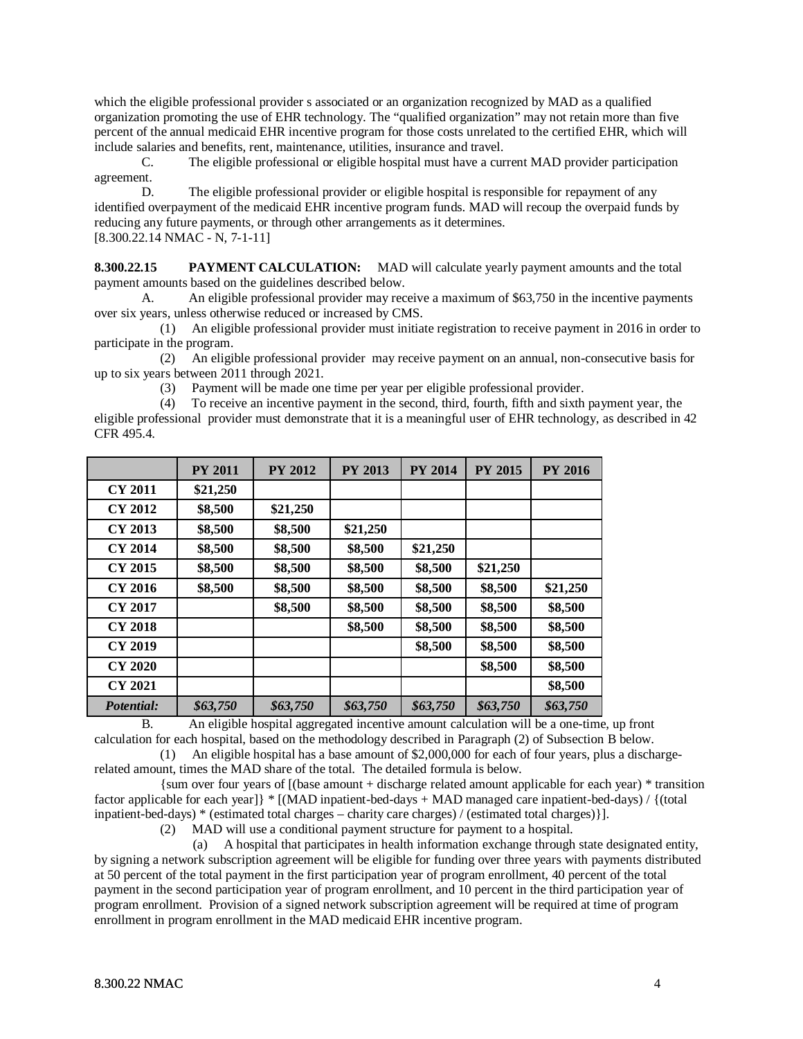which the eligible professional provider s associated or an organization recognized by MAD as a qualified organization promoting the use of EHR technology. The "qualified organization" may not retain more than five percent of the annual medicaid EHR incentive program for those costs unrelated to the certified EHR, which will include salaries and benefits, rent, maintenance, utilities, insurance and travel.

C. The eligible professional or eligible hospital must have a current MAD provider participation agreement.

D. The eligible professional provider or eligible hospital is responsible for repayment of any identified overpayment of the medicaid EHR incentive program funds. MAD will recoup the overpaid funds by reducing any future payments, or through other arrangements as it determines.

[8.300.22.14 NMAC - N, 7-1-11]

**8.300.22.15 PAYMENT CALCULATION:** MAD will calculate yearly payment amounts and the total payment amounts based on the guidelines described below.

A. An eligible professional provider may receive a maximum of $63,750 in the incentive payments over six years, unless otherwise reduced or increased by CMS.

(1) An eligible professional provider must initiate registration to receive payment in 2016 in order to participate in the program.

(2) An eligible professional provider may receive payment on an annual, non-consecutive basis for up to six years between 2011 through 2021.

(3) Payment will be made one time per year per eligible professional provider.

(4) To receive an incentive payment in the second, third, fourth, fifth and sixth payment year, the eligible professional provider must demonstrate that it is a meaningful user of EHR technology, as described in 42 CFR 495.4.

| | PY 2011 | PY 2012 | PY 2013 | PY 2014 | PY 2015 | PY 2016 |
|---|---|---|---|---|---|---|
| **CY 2011** | $21,250 | | | | | |
| **CY 2012** | $8,500 | $21,250 | | | | |
| **CY 2013** | $8,500 | $8,500 | $21,250 | | | |
| **CY 2014** | $8,500 | $8,500 | $8,500 | $21,250 | | |
| **CY 2015** | $8,500 | $8,500 | $8,500 | $8,500 | $21,250 | |
| **CY 2016** | $8,500 | $8,500 | $8,500 | $8,500 | $8,500 | $21,250 |
| **CY 2017** | | $8,500 | $8,500 | $8,500 | $8,500 | $8,500 |
| **CY 2018** | | | $8,500 | $8,500 | $8,500 | $8,500 |
| **CY 2019** | | | | $8,500 | $8,500 | $8,500 |
| **CY 2020** | | | | | $8,500 | $8,500 |
| **CY 2021** | | | | | | $8,500 |
| ***Potential:*** | ***$63,750*** | ***$63,750*** | ***$63,750*** | ***$63,750*** | ***$63,750*** | ***$63,750*** |

B. An eligible hospital aggregated incentive amount calculation will be a one-time, up front calculation for each hospital, based on the methodology described in Paragraph (2) of Subsection B below.

(1) An eligible hospital has a base amount of $2,000,000 for each of four years, plus a discharge-related amount, times the MAD share of the total. The detailed formula is below.

{sum over four years of [(base amount + discharge related amount applicable for each year) * transition factor applicable for each year]} * [(MAD inpatient-bed-days + MAD managed care inpatient-bed-days) / {(total inpatient-bed-days) * (estimated total charges – charity care charges) / (estimated total charges)}].

(2) MAD will use a conditional payment structure for payment to a hospital.

(a) A hospital that participates in health information exchange through state designated entity, by signing a network subscription agreement will be eligible for funding over three years with payments distributed at 50 percent of the total payment in the first participation year of program enrollment, 40 percent of the total payment in the second participation year of program enrollment, and 10 percent in the third participation year of program enrollment. Provision of a signed network subscription agreement will be required at time of program enrollment in program enrollment in the MAD medicaid EHR incentive program.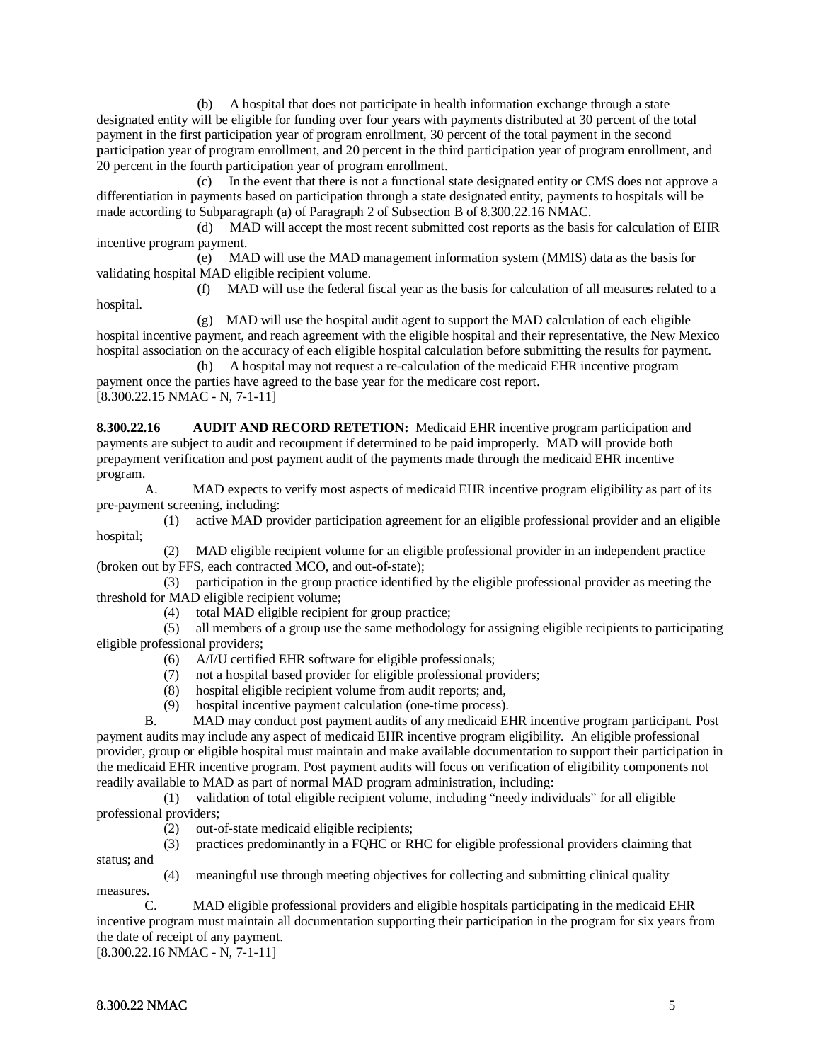(b) A hospital that does not participate in health information exchange through a state designated entity will be eligible for funding over four years with payments distributed at 30 percent of the total payment in the first participation year of program enrollment, 30 percent of the total payment in the second participation year of program enrollment, and 20 percent in the third participation year of program enrollment, and 20 percent in the fourth participation year of program enrollment.

(c) In the event that there is not a functional state designated entity or CMS does not approve a differentiation in payments based on participation through a state designated entity, payments to hospitals will be made according to Subparagraph (a) of Paragraph 2 of Subsection B of 8.300.22.16 NMAC.

(d) MAD will accept the most recent submitted cost reports as the basis for calculation of EHR incentive program payment.

(e) MAD will use the MAD management information system (MMIS) data as the basis for validating hospital MAD eligible recipient volume.

(f) MAD will use the federal fiscal year as the basis for calculation of all measures related to a hospital.

(g) MAD will use the hospital audit agent to support the MAD calculation of each eligible hospital incentive payment, and reach agreement with the eligible hospital and their representative, the New Mexico hospital association on the accuracy of each eligible hospital calculation before submitting the results for payment.

(h) A hospital may not request a re-calculation of the medicaid EHR incentive program payment once the parties have agreed to the base year for the medicare cost report.

[8.300.22.15 NMAC - N, 7-1-11]

**8.300.22.16 AUDIT AND RECORD RETETION:** Medicaid EHR incentive program participation and payments are subject to audit and recoupment if determined to be paid improperly. MAD will provide both prepayment verification and post payment audit of the payments made through the medicaid EHR incentive program.

A. MAD expects to verify most aspects of medicaid EHR incentive program eligibility as part of its pre-payment screening, including:

(1) active MAD provider participation agreement for an eligible professional provider and an eligible hospital;

(2) MAD eligible recipient volume for an eligible professional provider in an independent practice (broken out by FFS, each contracted MCO, and out-of-state);

(3) participation in the group practice identified by the eligible professional provider as meeting the threshold for MAD eligible recipient volume;

(4) total MAD eligible recipient for group practice;

(5) all members of a group use the same methodology for assigning eligible recipients to participating eligible professional providers;

(6) A/I/U certified EHR software for eligible professionals;

(7) not a hospital based provider for eligible professional providers;

(8) hospital eligible recipient volume from audit reports; and,

(9) hospital incentive payment calculation (one-time process).

B. MAD may conduct post payment audits of any medicaid EHR incentive program participant. Post payment audits may include any aspect of medicaid EHR incentive program eligibility. An eligible professional provider, group or eligible hospital must maintain and make available documentation to support their participation in the medicaid EHR incentive program. Post payment audits will focus on verification of eligibility components not readily available to MAD as part of normal MAD program administration, including:

(1) validation of total eligible recipient volume, including "needy individuals" for all eligible professional providers;

(2) out-of-state medicaid eligible recipients;

(3) practices predominantly in a FQHC or RHC for eligible professional providers claiming that status; and

(4) meaningful use through meeting objectives for collecting and submitting clinical quality measures.

C. MAD eligible professional providers and eligible hospitals participating in the medicaid EHR incentive program must maintain all documentation supporting their participation in the program for six years from the date of receipt of any payment.

[8.300.22.16 NMAC - N, 7-1-11]